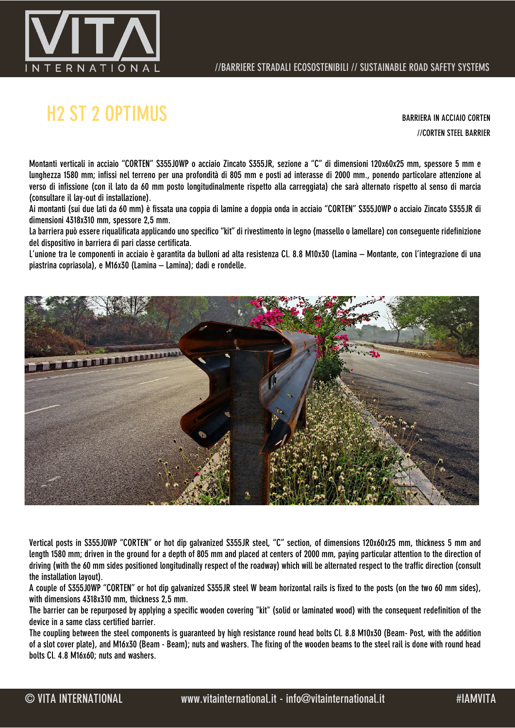# H2 ST 2 OPTIMUS

BARRIERA IN ACCIAIO CORTEN
//CORTEN STEEL BARRIER

Montanti verticali in acciaio "CORTEN" S355J0WP o acciaio Zincato S355JR, sezione a "C" di dimensioni 120x60x25 mm, spessore 5 mm e lunghezza 1580 mm; infissi nel terreno per una profondità di 805 mm e posti ad interasse di 2000 mm., ponendo particolare attenzione al verso di infissione (con il lato da 60 mm posto longitudinalmente rispetto alla carreggiata) che sarà alternato rispetto al senso di marcia (consultare il lay-out di installazione).

Ai montanti (sui due lati da 60 mm) è fissata una coppia di lamine a doppia onda in acciaio "CORTEN" S355J0WP o acciaio Zincato S355JR di dimensioni 4318x310 mm, spessore 2,5 mm.

La barriera può essere riqualificata applicando uno specifico "kit" di rivestimento in legno (massello o lamellare) con conseguente ridefinizione del dispositivo in barriera di pari classe certificata.

L'unione tra le componenti in acciaio è garantita da bulloni ad alta resistenza Cl. 8.8 M10x30 (Lamina – Montante, con l'integrazione di una piastrina copriasola), e M16x30 (Lamina – Lamina); dadi e rondelle.

Vertical posts in S355J0WP "CORTEN" or hot dip galvanized S355JR steel, "C" section, of dimensions 120x60x25 mm, thickness 5 mm and length 1580 mm; driven in the ground for a depth of 805 mm and placed at centers of 2000 mm, paying particular attention to the direction of driving (with the 60 mm sides positioned longitudinally respect of the roadway) which will be alternated respect to the traffic direction (consult the installation layout).

A couple of S355J0WP "CORTEN" or hot dip galvanized S355JR steel W beam horizontal rails is fixed to the posts (on the two 60 mm sides), with dimensions 4318x310 mm, thickness 2,5 mm.

The barrier can be repurposed by applying a specific wooden covering "kit" (solid or laminated wood) with the consequent redefinition of the device in a same class certified barrier.

The coupling between the steel components is guaranteed by high resistance round head bolts Cl. 8.8 M10x30 (Beam- Post, with the addition of a slot cover plate), and M16x30 (Beam - Beam); nuts and washers. The fixing of the wooden beams to the steel rail is done with round head bolts Cl. 4.8 M16x60; nuts and washers.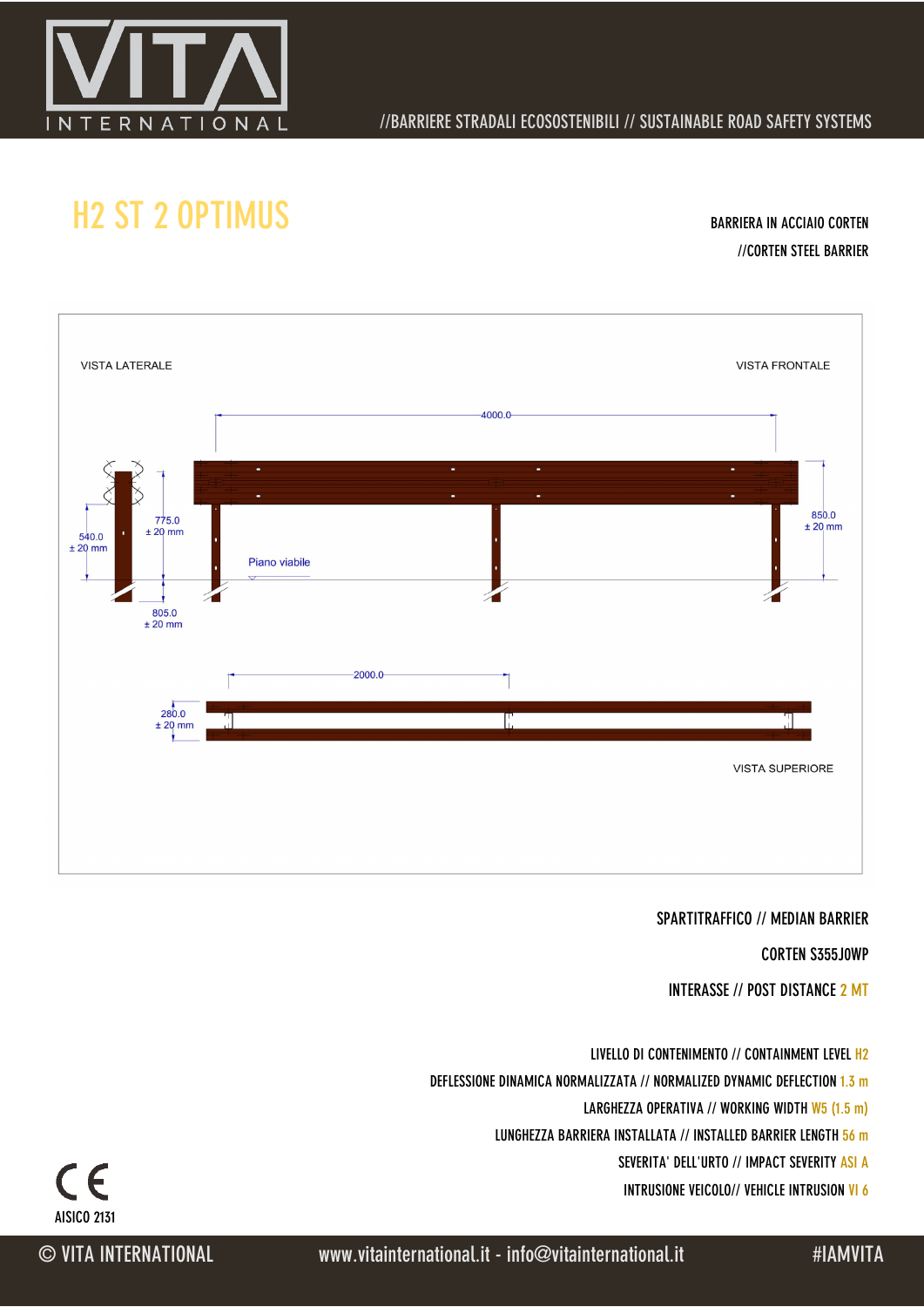# H2 ST 2 OPTIMUS

BARRIERA IN ACCIAIO CORTEN

//CORTEN STEEL BARRIER

VISTA LATERALE

VISTA FRONTALE

4000.0

775.0
± 20 mm

540.0
± 20 mm

850.0
± 20 mm

Piano viabile

805.0
± 20 mm

2000.0

280.0
± 20 mm

VISTA SUPERIORE

SPARTITRAFFICO // MEDIAN BARRIER

CORTEN S355J0WP

INTERASSE // POST DISTANCE 2 MT

LIVELLO DI CONTENIMENTO // CONTAINMENT LEVEL H2

DEFLESSIONE DINAMICA NORMALIZZATA // NORMALIZED DYNAMIC DEFLECTION 1.3 m

LARGHEZZA OPERATIVA // WORKING WIDTH W5 (1.5 m)

LUNGHEZZA BARRIERA INSTALLATA // INSTALLED BARRIER LENGTH 56 m

SEVERITA' DELL'URTO // IMPACT SEVERITY ASI A

INTRUSIONE VEICOLO// VEHICLE INTRUSION VI 6

CE

AISICO 2131